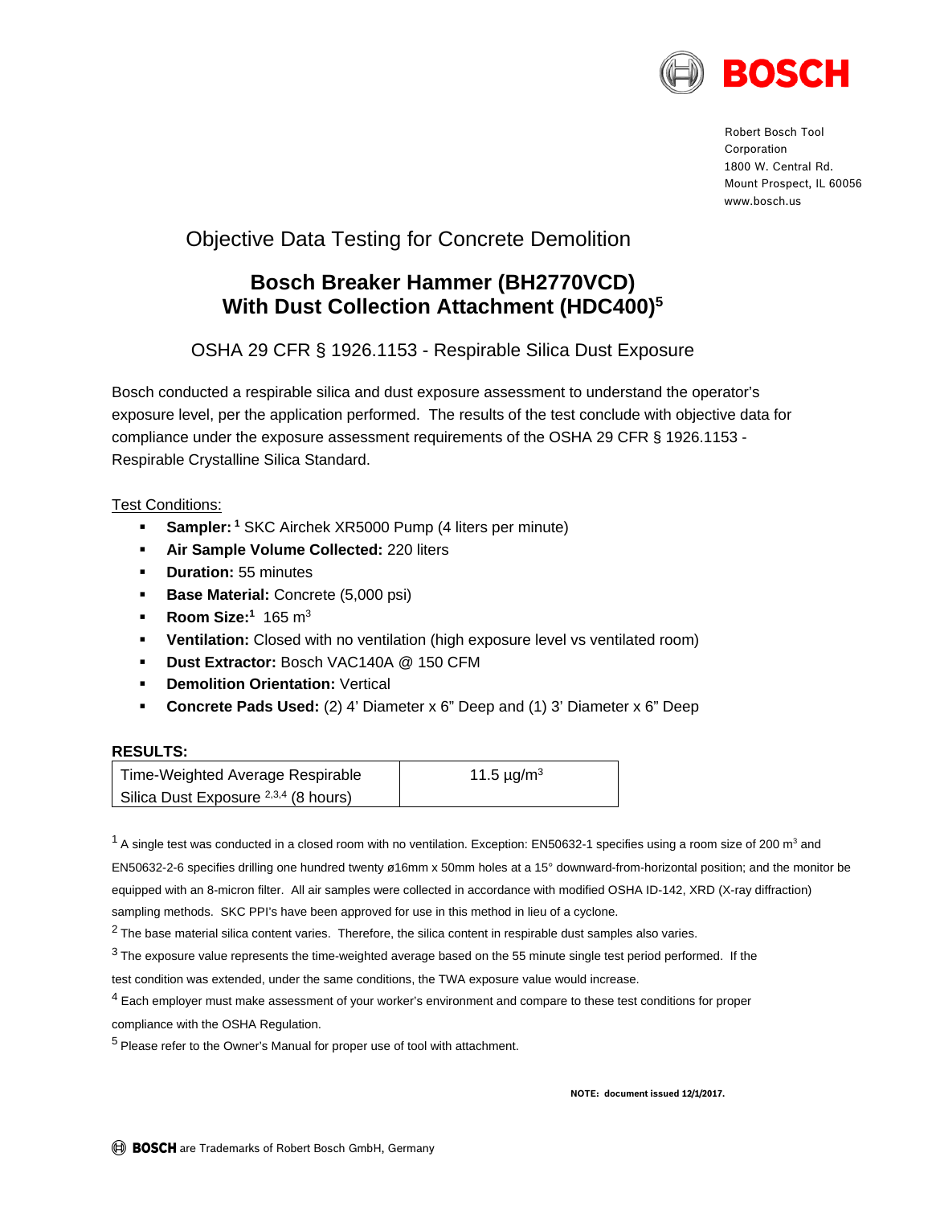BOSCH

Robert Bosch Tool Corporation
1800 W. Central Rd.
Mount Prospect, IL 60056
www.bosch.us

## Objective Data Testing for Concrete Demolition

# Bosch Breaker Hammer (BH2770VCD) With Dust Collection Attachment (HDC400)[5]

### OSHA 29 CFR § 1926.1153 - Respirable Silica Dust Exposure

Bosch conducted a respirable silica and dust exposure assessment to understand the operator's exposure level, per the application performed. The results of the test conclude with objective data for compliance under the exposure assessment requirements of the OSHA 29 CFR § 1926.1153 - Respirable Crystalline Silica Standard.

Test Conditions:

- **Sampler:** [1] SKC Airchek XR5000 Pump (4 liters per minute)
- **Air Sample Volume Collected:** 220 liters
- **Duration:** 55 minutes
- **Base Material:** Concrete (5,000 psi)
- **Room Size:**[1] 165 $m^3$
- **Ventilation:** Closed with no ventilation (high exposure level vs ventilated room)
- **Dust Extractor:** Bosch VAC140A @ 150 CFM
- **Demolition Orientation:** Vertical
- **Concrete Pads Used:** (2) 4' Diameter x 6" Deep and (1) 3' Diameter x 6" Deep

**RESULTS:**

| Time-Weighted Average Respirable Silica Dust Exposure [2,3,4] (8 hours) | 11.5 $\mu g/m^3$ |
|---|---|

[1] A single test was conducted in a closed room with no ventilation. Exception: EN50632-1 specifies using a room size of 200 $m^3$ and EN50632-2-6 specifies drilling one hundred twenty ø16mm x 50mm holes at a 15° downward-from-horizontal position; and the monitor be equipped with an 8-micron filter. All air samples were collected in accordance with modified OSHA ID-142, XRD (X-ray diffraction) sampling methods. SKC PPI's have been approved for use in this method in lieu of a cyclone.

[2] The base material silica content varies. Therefore, the silica content in respirable dust samples also varies.

[3] The exposure value represents the time-weighted average based on the 55 minute single test period performed. If the test condition was extended, under the same conditions, the TWA exposure value would increase.

[4] Each employer must make assessment of your worker's environment and compare to these test conditions for proper compliance with the OSHA Regulation.

[5] Please refer to the Owner's Manual for proper use of tool with attachment.

**NOTE: document issued 12/1/2017.**

BOSCH are Trademarks of Robert Bosch GmbH, Germany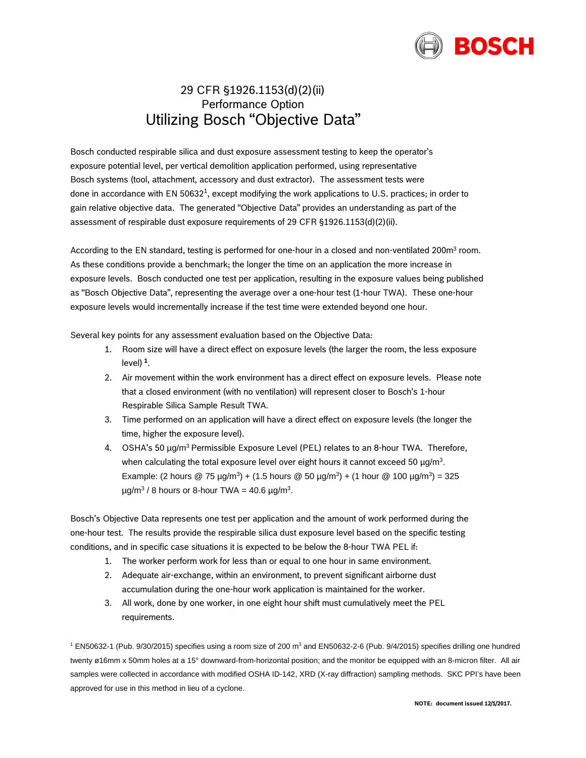BOSCH

# 29 CFR §1926.1153(d)(2)(ii)
## Performance Option
## Utilizing Bosch "Objective Data"

Bosch conducted respirable silica and dust exposure assessment testing to keep the operator's exposure potential level, per vertical demolition application performed, using representative Bosch systems (tool, attachment, accessory and dust extractor). The assessment tests were done in accordance with EN 50632[1], except modifying the work applications to U.S. practices; in order to gain relative objective data. The generated "Objective Data" provides an understanding as part of the assessment of respirable dust exposure requirements of 29 CFR §1926.1153(d)(2)(ii).

According to the EN standard, testing is performed for one-hour in a closed and non-ventilated 200m$^3$ room. As these conditions provide a benchmark; the longer the time on an application the more increase in exposure levels. Bosch conducted one test per application, resulting in the exposure values being published as "Bosch Objective Data", representing the average over a one-hour test (1-hour TWA). These one-hour exposure levels would incrementally increase if the test time were extended beyond one hour.

Several key points for any assessment evaluation based on the Objective Data:

1. Room size will have a direct effect on exposure levels (the larger the room, the less exposure level) [1].
2. Air movement within the work environment has a direct effect on exposure levels. Please note that a closed environment (with no ventilation) will represent closer to Bosch's 1-hour Respirable Silica Sample Result TWA.
3. Time performed on an application will have a direct effect on exposure levels (the longer the time, higher the exposure level).
4. OSHA's 50 µg/m$^3$ Permissible Exposure Level (PEL) relates to an 8-hour TWA. Therefore, when calculating the total exposure level over eight hours it cannot exceed 50 µg/m$^3$. Example: (2 hours @ 75 µg/m$^3$) + (1.5 hours @ 50 µg/m$^3$) + (1 hour @ 100 µg/m$^3$) = 325 µg/m$^3$ / 8 hours or 8-hour TWA = 40.6 µg/m$^3$.

Bosch's Objective Data represents one test per application and the amount of work performed during the one-hour test. The results provide the respirable silica dust exposure level based on the specific testing conditions, and in specific case situations it is expected to be below the 8-hour TWA PEL if:

1. The worker perform work for less than or equal to one hour in same environment.
2. Adequate air-exchange, within an environment, to prevent significant airborne dust accumulation during the one-hour work application is maintained for the worker.
3. All work, done by one worker, in one eight hour shift must cumulatively meet the PEL requirements.

[1] EN50632-1 (Pub. 9/30/2015) specifies using a room size of 200 m$^3$ and EN50632-2-6 (Pub. 9/4/2015) specifies drilling one hundred twenty ø16mm x 50mm holes at a 15° downward-from-horizontal position; and the monitor be equipped with an 8-micron filter. All air samples were collected in accordance with modified OSHA ID-142, XRD (X-ray diffraction) sampling methods. SKC PPI's have been approved for use in this method in lieu of a cyclone.

**NOTE: document issued 12/1/2017.**